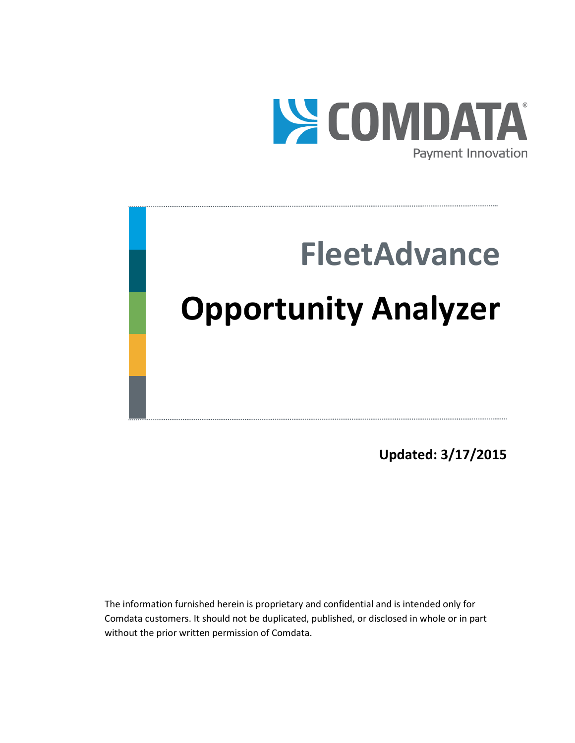COMDATA®

Payment Innovation

# FleetAdvance

# Opportunity Analyzer

**Updated: 3/17/2015**

The information furnished herein is proprietary and confidential and is intended only for Comdata customers. It should not be duplicated, published, or disclosed in whole or in part without the prior written permission of Comdata.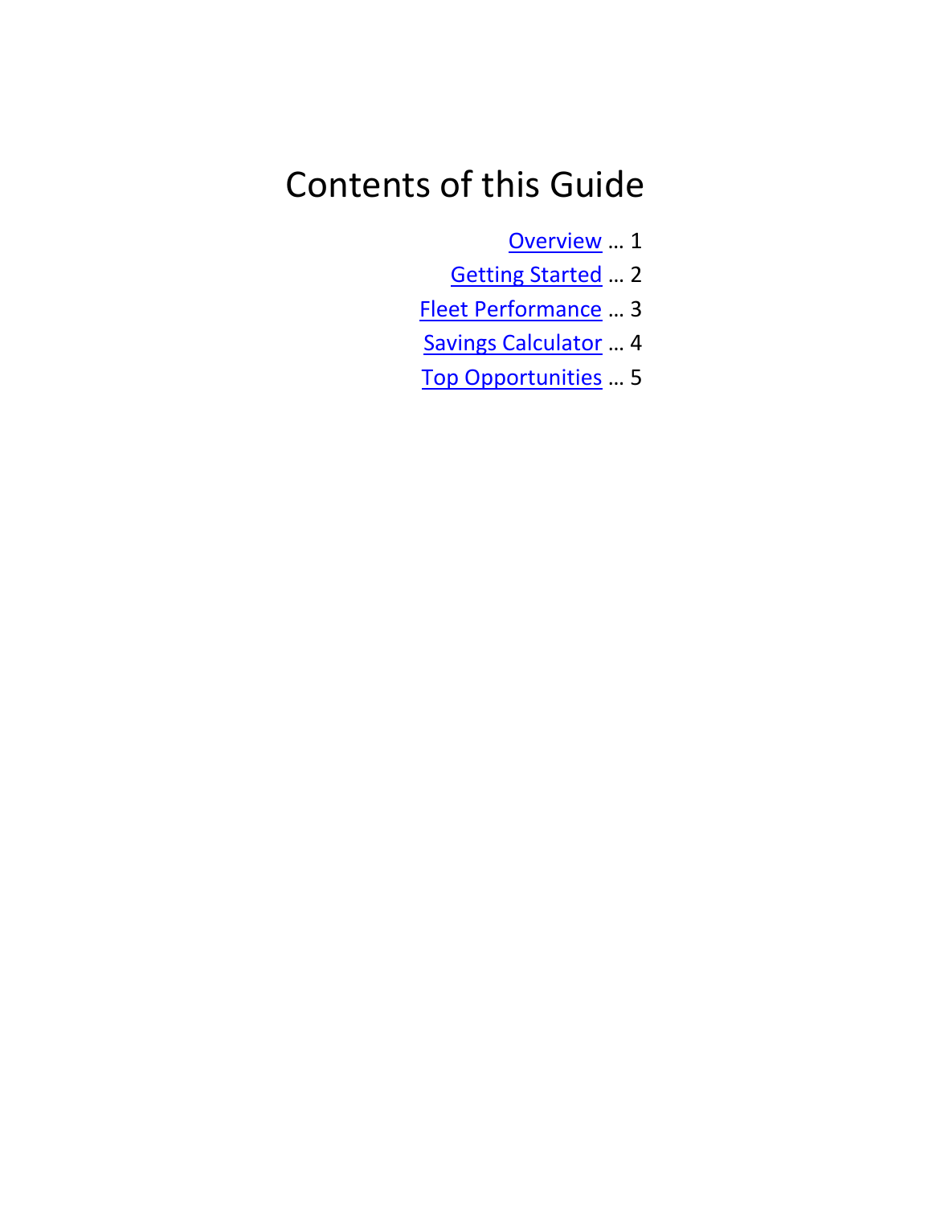# Contents of this Guide

Overview … 1

Getting Started … 2

Fleet Performance … 3

Savings Calculator … 4

Top Opportunities … 5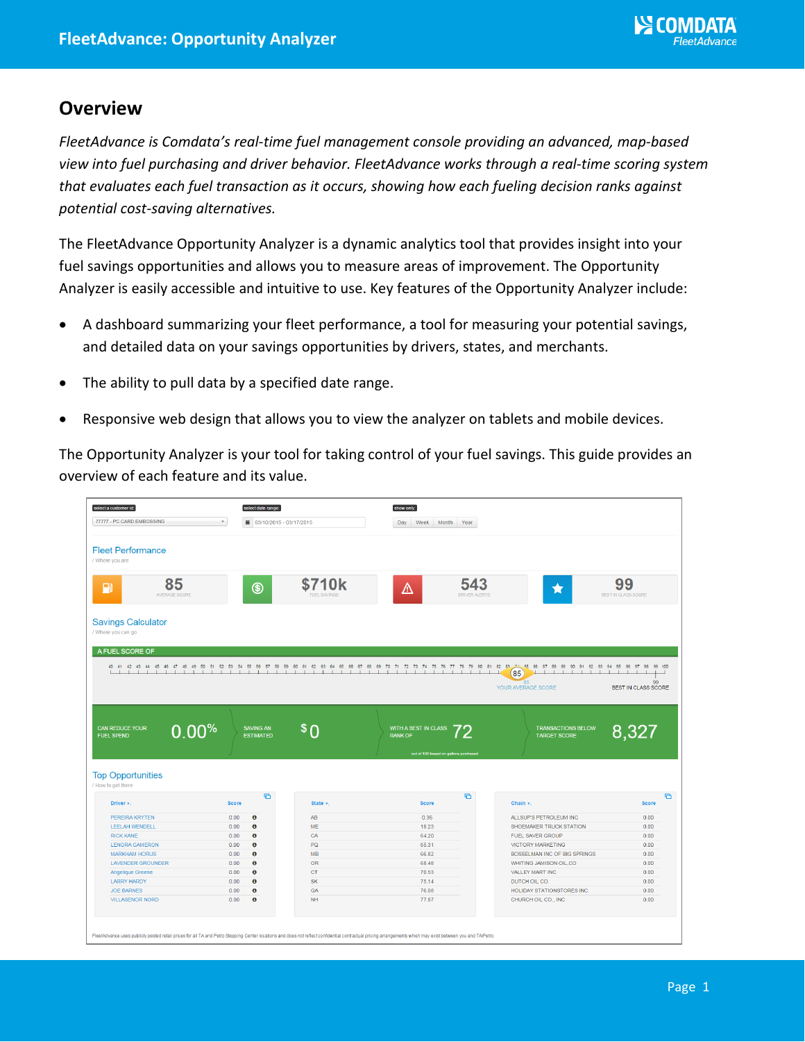## Overview

*FleetAdvance is Comdata's real-time fuel management console providing an advanced, map-based view into fuel purchasing and driver behavior. FleetAdvance works through a real-time scoring system that evaluates each fuel transaction as it occurs, showing how each fueling decision ranks against potential cost-saving alternatives.*

The FleetAdvance Opportunity Analyzer is a dynamic analytics tool that provides insight into your fuel savings opportunities and allows you to measure areas of improvement. The Opportunity Analyzer is easily accessible and intuitive to use. Key features of the Opportunity Analyzer include:

- A dashboard summarizing your fleet performance, a tool for measuring your potential savings, and detailed data on your savings opportunities by drivers, states, and merchants.
- The ability to pull data by a specified date range.
- Responsive web design that allows you to view the analyzer on tablets and mobile devices.

The Opportunity Analyzer is your tool for taking control of your fuel savings. This guide provides an overview of each feature and its value.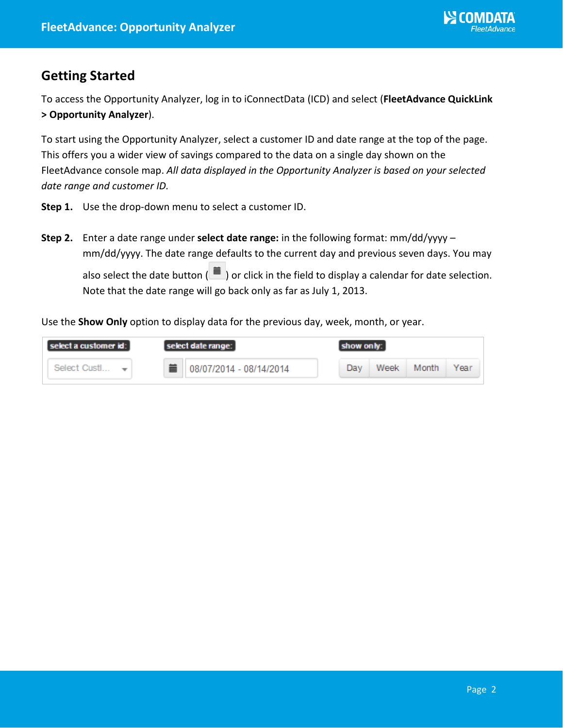## Getting Started

To access the Opportunity Analyzer, log in to iConnectData (ICD) and select (**FleetAdvance QuickLink > Opportunity Analyzer**).

To start using the Opportunity Analyzer, select a customer ID and date range at the top of the page. This offers you a wider view of savings compared to the data on a single day shown on the FleetAdvance console map. *All data displayed in the Opportunity Analyzer is based on your selected date range and customer ID.*

**Step 1.** Use the drop-down menu to select a customer ID.

**Step 2.** Enter a date range under **select date range:** in the following format: mm/dd/yyyy – mm/dd/yyyy. The date range defaults to the current day and previous seven days. You may also select the date button ( ) or click in the field to display a calendar for date selection. Note that the date range will go back only as far as July 1, 2013.

Use the **Show Only** option to display data for the previous day, week, month, or year.

| select a customer id: | select date range: | show only: |
|---|---|---|
| Select Custl... | 08/07/2014 - 08/14/2014 | Day \| Week \| Month \| Year |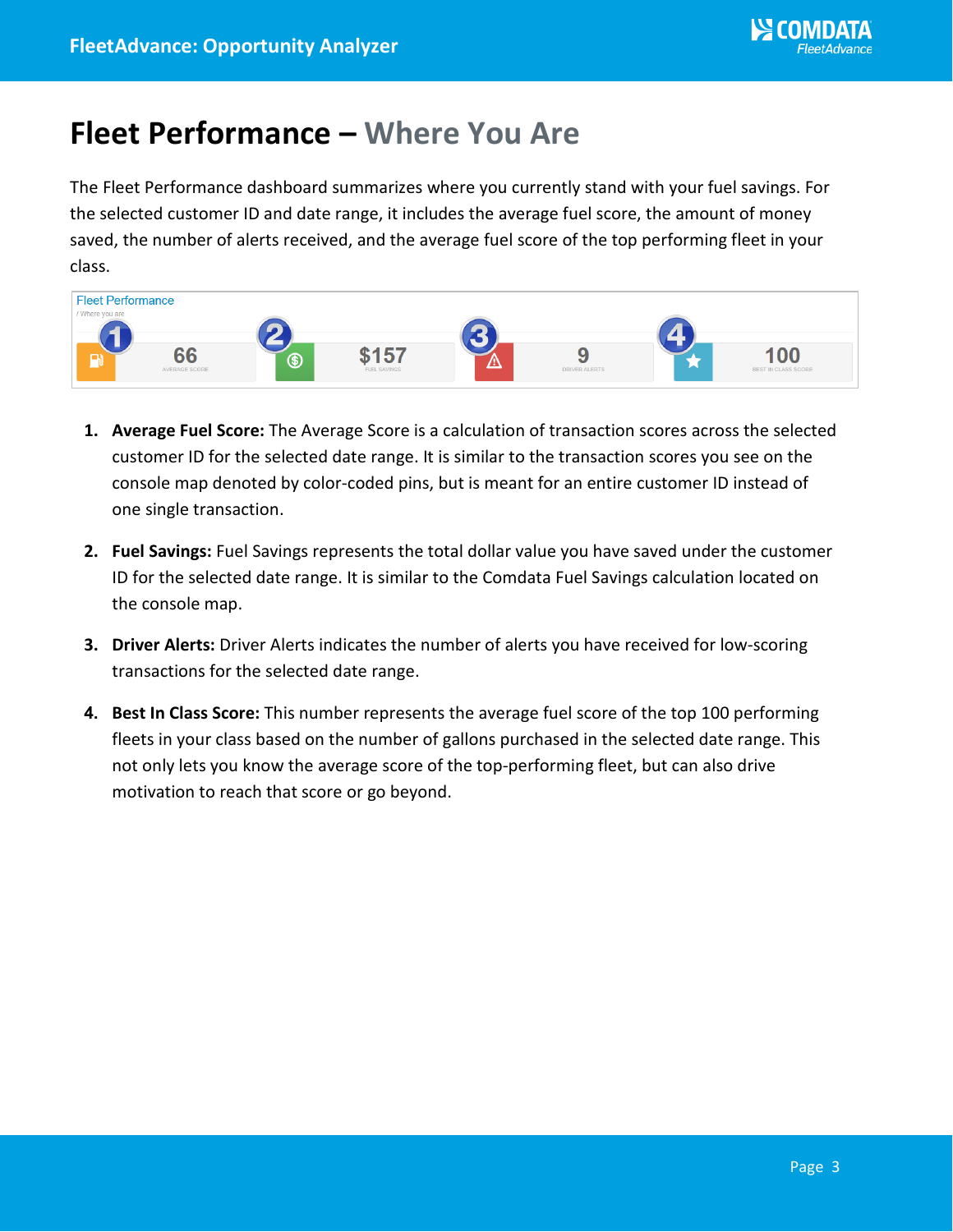# Fleet Performance – Where You Are

The Fleet Performance dashboard summarizes where you currently stand with your fuel savings. For the selected customer ID and date range, it includes the average fuel score, the amount of money saved, the number of alerts received, and the average fuel score of the top performing fleet in your class.

1. **Average Fuel Score:** The Average Score is a calculation of transaction scores across the selected customer ID for the selected date range. It is similar to the transaction scores you see on the console map denoted by color-coded pins, but is meant for an entire customer ID instead of one single transaction.

2. **Fuel Savings:** Fuel Savings represents the total dollar value you have saved under the customer ID for the selected date range. It is similar to the Comdata Fuel Savings calculation located on the console map.

3. **Driver Alerts:** Driver Alerts indicates the number of alerts you have received for low-scoring transactions for the selected date range.

4. **Best In Class Score:** This number represents the average fuel score of the top 100 performing fleets in your class based on the number of gallons purchased in the selected date range. This not only lets you know the average score of the top-performing fleet, but can also drive motivation to reach that score or go beyond.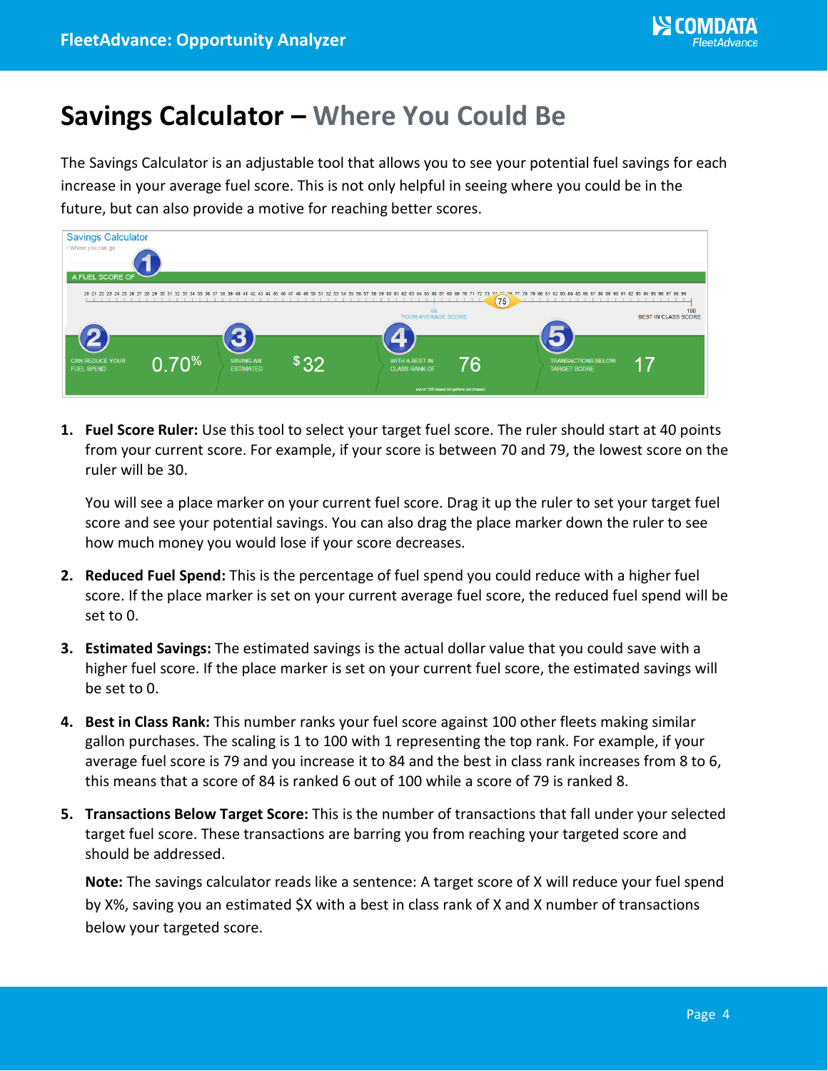# Savings Calculator – Where You Could Be

The Savings Calculator is an adjustable tool that allows you to see your potential fuel savings for each increase in your average fuel score. This is not only helpful in seeing where you could be in the future, but can also provide a motive for reaching better scores.

1. **Fuel Score Ruler:** Use this tool to select your target fuel score. The ruler should start at 40 points from your current score. For example, if your score is between 70 and 79, the lowest score on the ruler will be 30.

   You will see a place marker on your current fuel score. Drag it up the ruler to set your target fuel score and see your potential savings. You can also drag the place marker down the ruler to see how much money you would lose if your score decreases.

2. **Reduced Fuel Spend:** This is the percentage of fuel spend you could reduce with a higher fuel score. If the place marker is set on your current average fuel score, the reduced fuel spend will be set to 0.

3. **Estimated Savings:** The estimated savings is the actual dollar value that you could save with a higher fuel score. If the place marker is set on your current fuel score, the estimated savings will be set to 0.

4. **Best in Class Rank:** This number ranks your fuel score against 100 other fleets making similar gallon purchases. The scaling is 1 to 100 with 1 representing the top rank. For example, if your average fuel score is 79 and you increase it to 84 and the best in class rank increases from 8 to 6, this means that a score of 84 is ranked 6 out of 100 while a score of 79 is ranked 8.

5. **Transactions Below Target Score:** This is the number of transactions that fall under your selected target fuel score. These transactions are barring you from reaching your targeted score and should be addressed.

   **Note:** The savings calculator reads like a sentence: A target score of X will reduce your fuel spend by X%, saving you an estimated $X with a best in class rank of X and X number of transactions below your targeted score.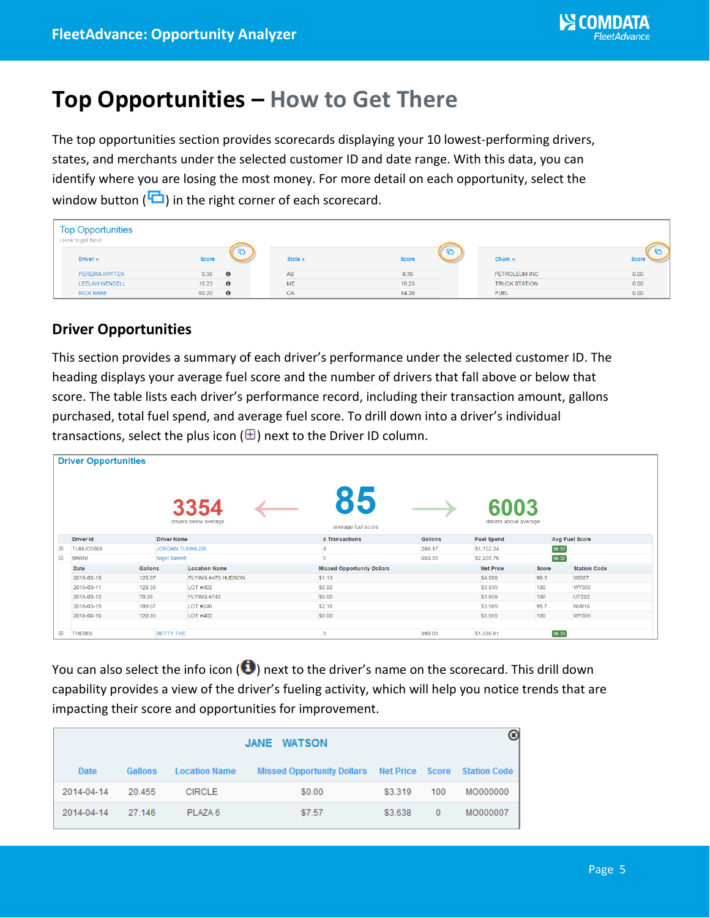# Top Opportunities – How to Get There

The top opportunities section provides scorecards displaying your 10 lowest-performing drivers, states, and merchants under the selected customer ID and date range. With this data, you can identify where you are losing the most money. For more detail on each opportunity, select the window button ( ) in the right corner of each scorecard.

## Driver Opportunities

This section provides a summary of each driver's performance under the selected customer ID. The heading displays your average fuel score and the number of drivers that fall above or below that score. The table lists each driver's performance record, including their transaction amount, gallons purchased, total fuel spend, and average fuel score. To drill down into a driver's individual transactions, select the plus icon (⊞) next to the Driver ID column.

You can also select the info icon ( ) next to the driver's name on the scorecard. This drill down capability provides a view of the driver's fueling activity, which will help you notice trends that are impacting their score and opportunities for improvement.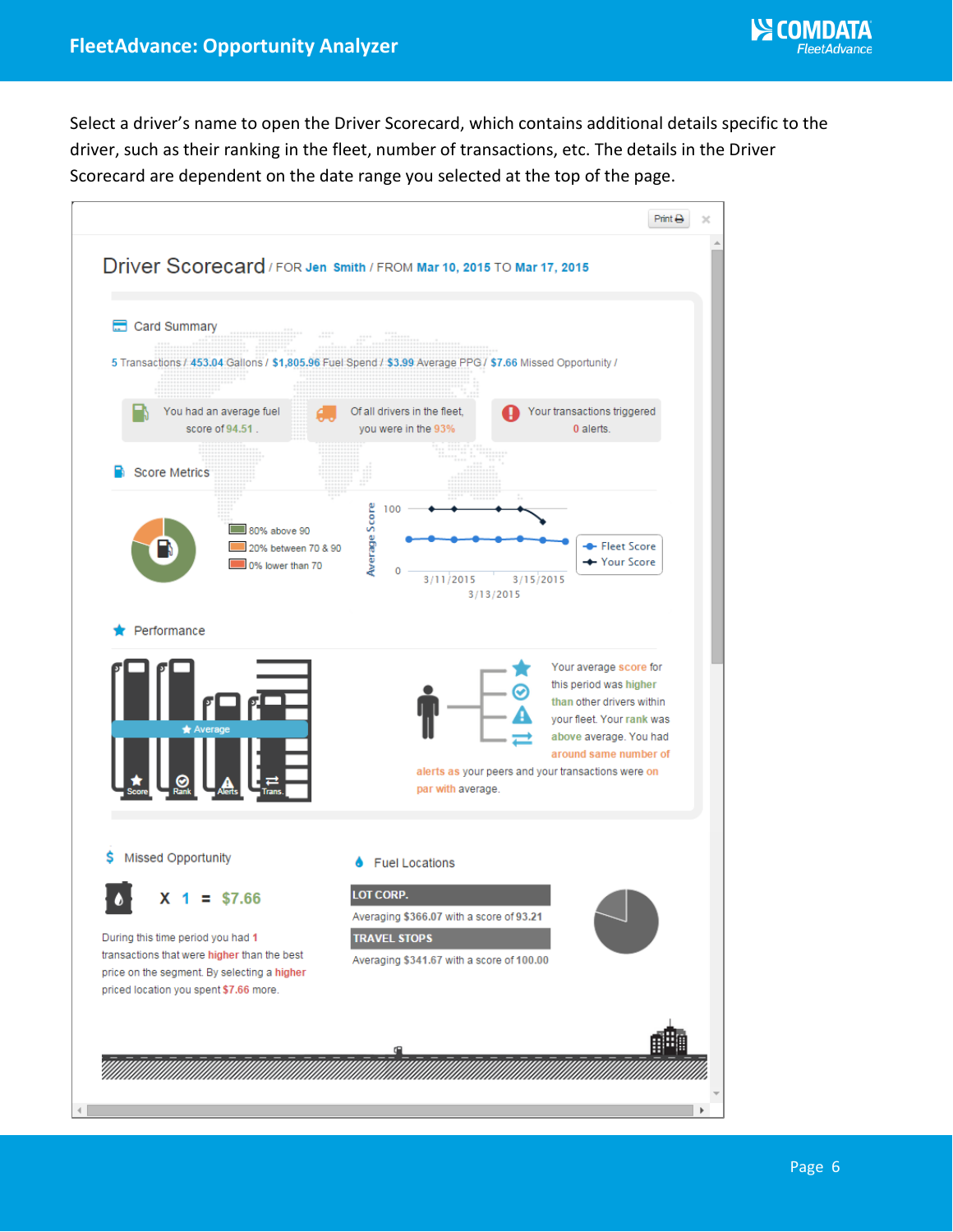Select a driver's name to open the Driver Scorecard, which contains additional details specific to the driver, such as their ranking in the fleet, number of transactions, etc. The details in the Driver Scorecard are dependent on the date range you selected at the top of the page.

Driver Scorecard / FOR Jen Smith / FROM Mar 10, 2015 TO Mar 17, 2015

Card Summary

5 Transactions / 453.04 Gallons / $1,805.96 Fuel Spend / $3.99 Average PPG / $7.66 Missed Opportunity /

You had an average fuel score of 94.51 .

Of all drivers in the fleet, you were in the 93%

Your transactions triggered 0 alerts.

Score Metrics

80% above 90

20% between 70 & 90

0% lower than 70

Average Score

100

0

3/11/2015 3/13/2015 3/15/2015

Fleet Score

Your Score

Performance

Average

Score Rank Alerts Trans.

Your average score for this period was higher than other drivers within your fleet. Your rank was above average. You had around same number of alerts as your peers and your transactions were on par with average.

Missed Opportunity

X 1 = $7.66

During this time period you had 1 transactions that were higher than the best price on the segment. By selecting a higher priced location you spent $7.66 more.

Fuel Locations

LOT CORP.

Averaging $366.07 with a score of 93.21

TRAVEL STOPS

Averaging $341.67 with a score of 100.00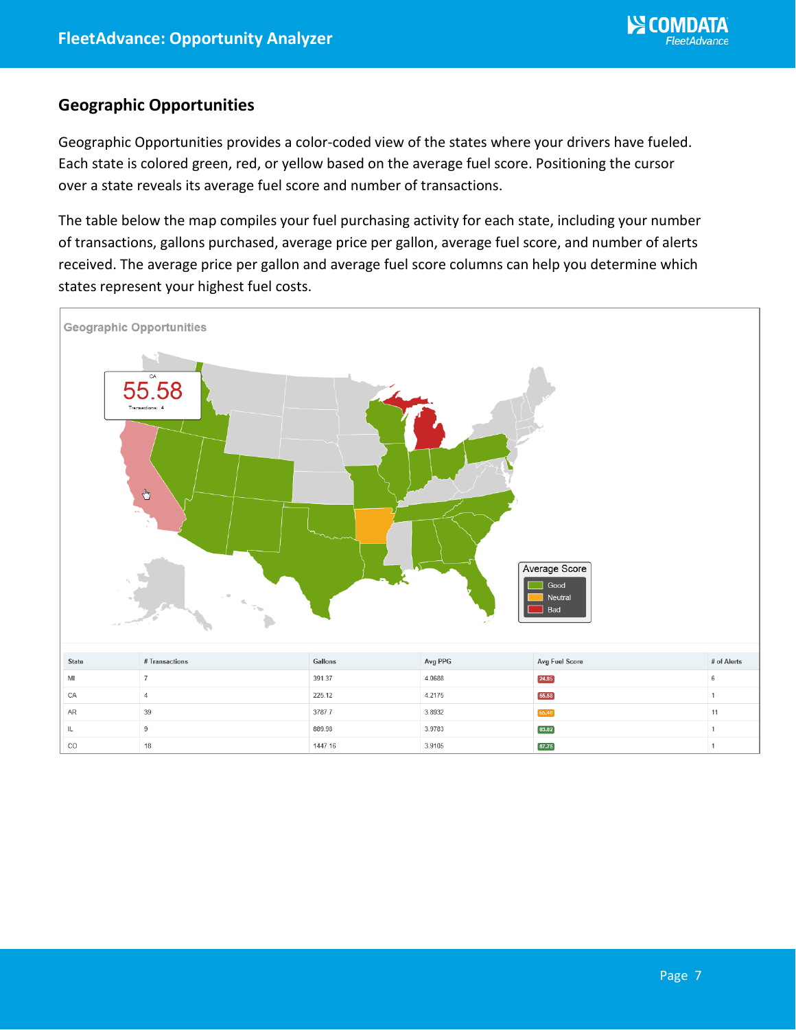## Geographic Opportunities

Geographic Opportunities provides a color-coded view of the states where your drivers have fueled. Each state is colored green, red, or yellow based on the average fuel score. Positioning the cursor over a state reveals its average fuel score and number of transactions.

The table below the map compiles your fuel purchasing activity for each state, including your number of transactions, gallons purchased, average price per gallon, average fuel score, and number of alerts received. The average price per gallon and average fuel score columns can help you determine which states represent your highest fuel costs.

Geographic Opportunities

CA
55.58
Transactions: 4

Average Score
- Good
- Neutral
- Bad

| State | # Transactions | Gallons | Avg PPG | Avg Fuel Score | # of Alerts |
|---|---|---|---|---|---|
| MI | 7 | 391.37 | 4.0688 | 24.85 | 6 |
| CA | 4 | 225.12 | 4.2175 | 55.58 | 1 |
| AR | 39 | 3787.7 | 3.8932 | 65.40 | 11 |
| IL | 9 | 889.98 | 3.9783 | 83.82 | 1 |
| CO | 18 | 1447.16 | 3.9105 | 87.75 | 1 |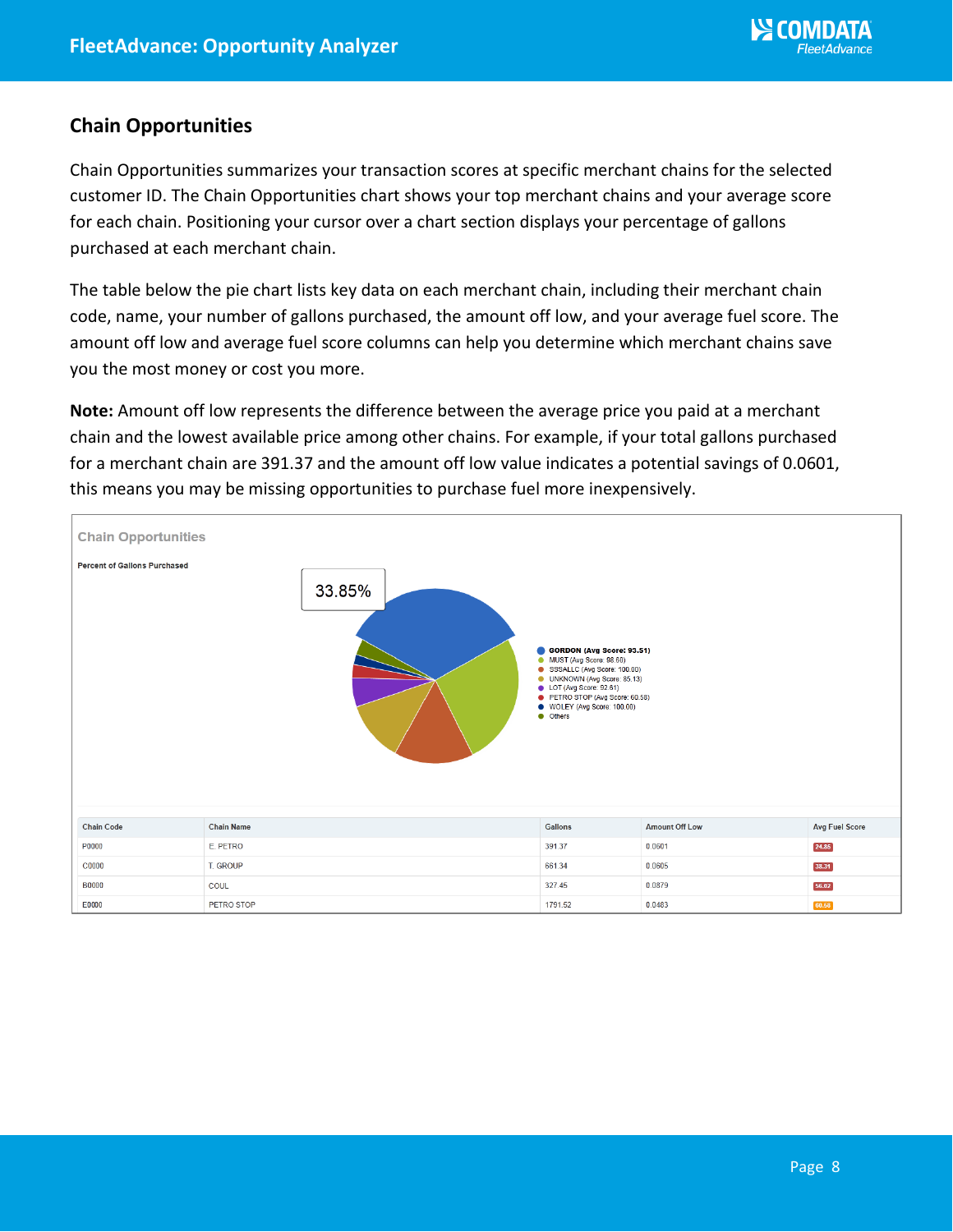## Chain Opportunities

Chain Opportunities summarizes your transaction scores at specific merchant chains for the selected customer ID. The Chain Opportunities chart shows your top merchant chains and your average score for each chain. Positioning your cursor over a chart section displays your percentage of gallons purchased at each merchant chain.

The table below the pie chart lists key data on each merchant chain, including their merchant chain code, name, your number of gallons purchased, the amount off low, and your average fuel score. The amount off low and average fuel score columns can help you determine which merchant chains save you the most money or cost you more.

**Note:** Amount off low represents the difference between the average price you paid at a merchant chain and the lowest available price among other chains. For example, if your total gallons purchased for a merchant chain are 391.37 and the amount off low value indicates a potential savings of 0.0601, this means you may be missing opportunities to purchase fuel more inexpensively.

Chain Opportunities

Percent of Gallons Purchased

33.85%

GORDON (Avg Score: 93.51)
MUST (Avg Score: 98.60)
SSSALLC (Avg Score: 100.00)
UNKNOWN (Avg Score: 85.13)
LOT (Avg Score: 92.61)
PETRO STOP (Avg Score: 60.58)
WOLEY (Avg Score: 100.00)
Others

| Chain Code | Chain Name | Gallons | Amount Off Low | Avg Fuel Score |
|---|---|---|---|---|
| P0000 | E. PETRO | 391.37 | 0.0601 | 24.85 |
| C0000 | T. GROUP | 661.34 | 0.0605 | 38.31 |
| B0000 | COUL | 327.45 | 0.0879 | 56.82 |
| E0000 | PETRO STOP | 1791.52 | 0.0483 | 60.58 |